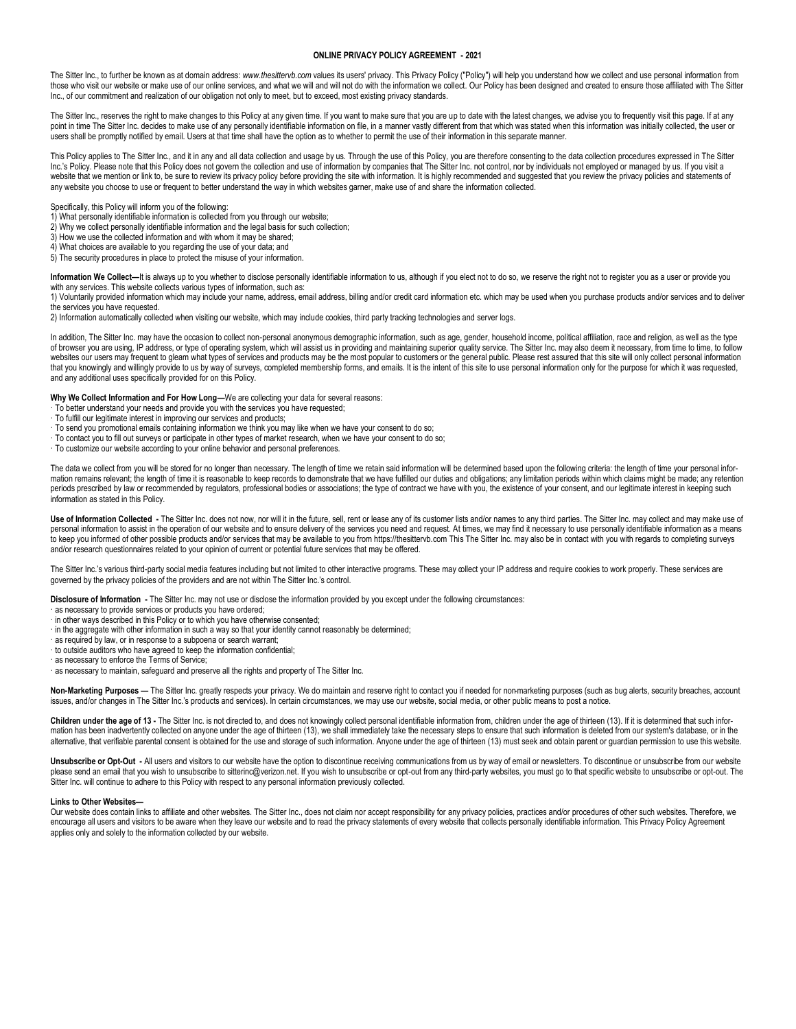# ONLINE PRIVACY POLICY AGREEMENT - 2021

The Sitter Inc., to further be known as at domain address: *www.thesittervb.com* values its users' privacy. This Privacy Policy ("Policy") will help you understand how we collect and use personal information from those who visit our website or make use of our online services, and what we will and will not do with the information we collect. Our Policy has been designed and created to ensure those affiliated with The Sitter Inc., of our commitment and realization of our obligation not only to meet, but to exceed, most existing privacy standards.

The Sitter Inc., reserves the right to make changes to this Policy at any given time. If you want to make sure that you are up to date with the latest changes, we advise you to frequently visit this page. If at any point in time The Sitter Inc. decides to make use of any personally identifiable information on file, in a manner vastly different from that which was stated when this information was initially collected, the user or users shall be promptly notified by email. Users at that time shall have the option as to whether to permit the use of their information in this separate manner.

This Policy applies to The Sitter Inc., and it in any and all data collection and usage by us. Through the use of this Policy, you are therefore consenting to the data collection procedures expressed in The Sitter Inc.'s Policy. Please note that this Policy does not govern the collection and use of information by companies that The Sitter Inc. not control, nor by individuals not employed or managed by us. If you visit a website that we mention or link to, be sure to review its privacy policy before providing the site with information. It is highly recommended and suggested that you review the privacy policies and statements of any website you choose to use or frequent to better understand the way in which websites garner, make use of and share the information collected.

Specifically, this Policy will inform you of the following:

1) What personally identifiable information is collected from you through our website;
2) Why we collect personally identifiable information and the legal basis for such collection;
3) How we use the collected information and with whom it may be shared;
4) What choices are available to you regarding the use of your data; and
5) The security procedures in place to protect the misuse of your information.

**Information We Collect—**It is always up to you whether to disclose personally identifiable information to us, although if you elect not to do so, we reserve the right not to register you as a user or provide you with any services. This website collects various types of information, such as:

1) Voluntarily provided information which may include your name, address, email address, billing and/or credit card information etc. which may be used when you purchase products and/or services and to deliver the services you have requested.
2) Information automatically collected when visiting our website, which may include cookies, third party tracking technologies and server logs.

In addition, The Sitter Inc. may have the occasion to collect non-personal anonymous demographic information, such as age, gender, household income, political affiliation, race and religion, as well as the type of browser you are using, IP address, or type of operating system, which will assist us in providing and maintaining superior quality service. The Sitter Inc. may also deem it necessary, from time to time, to follow websites our users may frequent to gleam what types of services and products may be the most popular to customers or the general public. Please rest assured that this site will only collect personal information that you knowingly and willingly provide to us by way of surveys, completed membership forms, and emails. It is the intent of this site to use personal information only for the purpose for which it was requested, and any additional uses specifically provided for on this Policy.

**Why We Collect Information and For How Long—**We are collecting your data for several reasons:

· To better understand your needs and provide you with the services you have requested;
· To fulfill our legitimate interest in improving our services and products;
· To send you promotional emails containing information we think you may like when we have your consent to do so;
· To contact you to fill out surveys or participate in other types of market research, when we have your consent to do so;
· To customize our website according to your online behavior and personal preferences.

The data we collect from you will be stored for no longer than necessary. The length of time we retain said information will be determined based upon the following criteria: the length of time your personal information remains relevant; the length of time it is reasonable to keep records to demonstrate that we have fulfilled our duties and obligations; any limitation periods within which claims might be made; any retention periods prescribed by law or recommended by regulators, professional bodies or associations; the type of contract we have with you, the existence of your consent, and our legitimate interest in keeping such information as stated in this Policy.

**Use of Information Collected -** The Sitter Inc. does not now, nor will it in the future, sell, rent or lease any of its customer lists and/or names to any third parties. The Sitter Inc. may collect and may make use of personal information to assist in the operation of our website and to ensure delivery of the services you need and request. At times, we may find it necessary to use personally identifiable information as a means to keep you informed of other possible products and/or services that may be available to you from https://thesittervb.com This The Sitter Inc. may also be in contact with you with regards to completing surveys and/or research questionnaires related to your opinion of current or potential future services that may be offered.

The Sitter Inc.'s various third-party social media features including but not limited to other interactive programs. These may collect your IP address and require cookies to work properly. These services are governed by the privacy policies of the providers and are not within The Sitter Inc.'s control.

**Disclosure of Information -** The Sitter Inc. may not use or disclose the information provided by you except under the following circumstances:

· as necessary to provide services or products you have ordered;
· in other ways described in this Policy or to which you have otherwise consented;
· in the aggregate with other information in such a way so that your identity cannot reasonably be determined;
· as required by law, or in response to a subpoena or search warrant;
· to outside auditors who have agreed to keep the information confidential;
· as necessary to enforce the Terms of Service;
· as necessary to maintain, safeguard and preserve all the rights and property of The Sitter Inc.

**Non-Marketing Purposes —** The Sitter Inc. greatly respects your privacy. We do maintain and reserve right to contact you if needed for non-marketing purposes (such as bug alerts, security breaches, account issues, and/or changes in The Sitter Inc.'s products and services). In certain circumstances, we may use our website, social media, or other public means to post a notice.

**Children under the age of 13 -** The Sitter Inc. is not directed to, and does not knowingly collect personal identifiable information from, children under the age of thirteen (13). If it is determined that such information has been inadvertently collected on anyone under the age of thirteen (13), we shall immediately take the necessary steps to ensure that such information is deleted from our system's database, or in the alternative, that verifiable parental consent is obtained for the use and storage of such information. Anyone under the age of thirteen (13) must seek and obtain parent or guardian permission to use this website.

**Unsubscribe or Opt-Out -** All users and visitors to our website have the option to discontinue receiving communications from us by way of email or newsletters. To discontinue or unsubscribe from our website please send an email that you wish to unsubscribe to sitterinc@verizon.net. If you wish to unsubscribe or opt-out from any third-party websites, you must go to that specific website to unsubscribe or opt-out. The Sitter Inc. will continue to adhere to this Policy with respect to any personal information previously collected.

**Links to Other Websites—**

Our website does contain links to affiliate and other websites. The Sitter Inc., does not claim nor accept responsibility for any privacy policies, practices and/or procedures of other such websites. Therefore, we encourage all users and visitors to be aware when they leave our website and to read the privacy statements of every website that collects personally identifiable information. This Privacy Policy Agreement applies only and solely to the information collected by our website.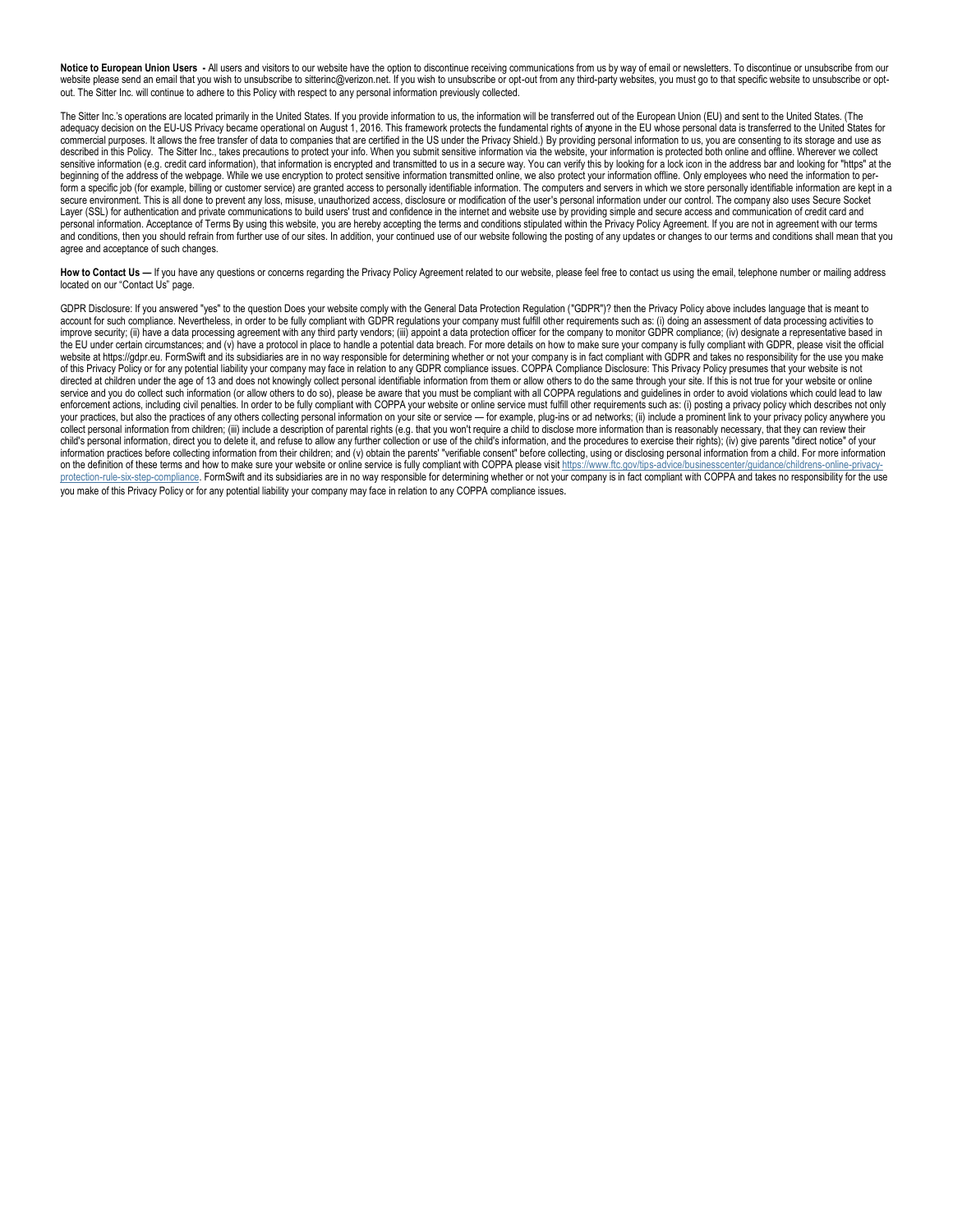**Notice to European Union Users -** All users and visitors to our website have the option to discontinue receiving communications from us by way of email or newsletters. To discontinue or unsubscribe from our website please send an email that you wish to unsubscribe to sitterinc@verizon.net. If you wish to unsubscribe or opt-out from any third-party websites, you must go to that specific website to unsubscribe or opt-out. The Sitter Inc. will continue to adhere to this Policy with respect to any personal information previously collected.

The Sitter Inc.'s operations are located primarily in the United States. If you provide information to us, the information will be transferred out of the European Union (EU) and sent to the United States. (The adequacy decision on the EU-US Privacy became operational on August 1, 2016. This framework protects the fundamental rights of anyone in the EU whose personal data is transferred to the United States for commercial purposes. It allows the free transfer of data to companies that are certified in the US under the Privacy Shield.) By providing personal information to us, you are consenting to its storage and use as described in this Policy. The Sitter Inc., takes precautions to protect your info. When you submit sensitive information via the website, your information is protected both online and offline. Wherever we collect sensitive information (e.g. credit card information), that information is encrypted and transmitted to us in a secure way. You can verify this by looking for a lock icon in the address bar and looking for "https" at the beginning of the address of the webpage. While we use encryption to protect sensitive information transmitted online, we also protect your information offline. Only employees who need the information to perform a specific job (for example, billing or customer service) are granted access to personally identifiable information. The computers and servers in which we store personally identifiable information are kept in a secure environment. This is all done to prevent any loss, misuse, unauthorized access, disclosure or modification of the user's personal information under our control. The company also uses Secure Socket Layer (SSL) for authentication and private communications to build users' trust and confidence in the internet and website use by providing simple and secure access and communication of credit card and personal information. Acceptance of Terms By using this website, you are hereby accepting the terms and conditions stipulated within the Privacy Policy Agreement. If you are not in agreement with our terms and conditions, then you should refrain from further use of our sites. In addition, your continued use of our website following the posting of any updates or changes to our terms and conditions shall mean that you agree and acceptance of such changes.

**How to Contact Us —** If you have any questions or concerns regarding the Privacy Policy Agreement related to our website, please feel free to contact us using the email, telephone number or mailing address located on our "Contact Us" page.

GDPR Disclosure: If you answered "yes" to the question Does your website comply with the General Data Protection Regulation ("GDPR")? then the Privacy Policy above includes language that is meant to account for such compliance. Nevertheless, in order to be fully compliant with GDPR regulations your company must fulfill other requirements such as: (i) doing an assessment of data processing activities to improve security; (ii) have a data processing agreement with any third party vendors; (iii) appoint a data protection officer for the company to monitor GDPR compliance; (iv) designate a representative based in the EU under certain circumstances; and (v) have a protocol in place to handle a potential data breach. For more details on how to make sure your company is fully compliant with GDPR, please visit the official website at https://gdpr.eu. FormSwift and its subsidiaries are in no way responsible for determining whether or not your company is in fact compliant with GDPR and takes no responsibility for the use you make of this Privacy Policy or for any potential liability your company may face in relation to any GDPR compliance issues. COPPA Compliance Disclosure: This Privacy Policy presumes that your website is not directed at children under the age of 13 and does not knowingly collect personal identifiable information from them or allow others to do the same through your site. If this is not true for your website or online service and you do collect such information (or allow others to do so), please be aware that you must be compliant with all COPPA regulations and guidelines in order to avoid violations which could lead to law enforcement actions, including civil penalties. In order to be fully compliant with COPPA your website or online service must fulfill other requirements such as: (i) posting a privacy policy which describes not only your practices, but also the practices of any others collecting personal information on your site or service — for example, plug-ins or ad networks; (ii) include a prominent link to your privacy policy anywhere you collect personal information from children; (iii) include a description of parental rights (e.g. that you won't require a child to disclose more information than is reasonably necessary, that they can review their child's personal information, direct you to delete it, and refuse to allow any further collection or use of the child's information, and the procedures to exercise their rights); (iv) give parents "direct notice" of your information practices before collecting information from their children; and (v) obtain the parents' "verifiable consent" before collecting, using or disclosing personal information from a child. For more information on the definition of these terms and how to make sure your website or online service is fully compliant with COPPA please visit https://www.ftc.gov/tips-advice/businesscenter/guidance/childrens-online-privacy-protection-rule-six-step-compliance. FormSwift and its subsidiaries are in no way responsible for determining whether or not your company is in fact compliant with COPPA and takes no responsibility for the use you make of this Privacy Policy or for any potential liability your company may face in relation to any COPPA compliance issues.